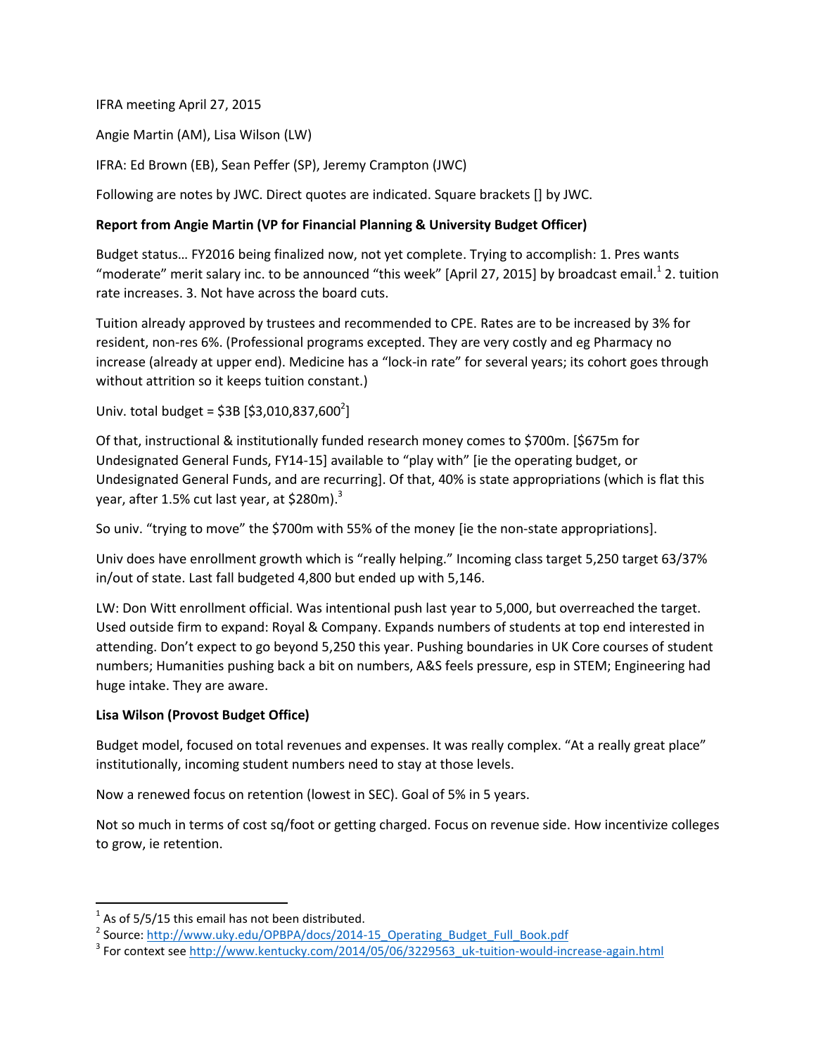IFRA meeting April 27, 2015

Angie Martin (AM), Lisa Wilson (LW)

IFRA: Ed Brown (EB), Sean Peffer (SP), Jeremy Crampton (JWC)

Following are notes by JWC. Direct quotes are indicated. Square brackets [] by JWC.

**Report from Angie Martin (VP for Financial Planning & University Budget Officer)**

Budget status… FY2016 being finalized now, not yet complete. Trying to accomplish: 1. Pres wants "moderate" merit salary inc. to be announced "this week" [April 27, 2015] by broadcast email.[1] 2. tuition rate increases. 3. Not have across the board cuts.

Tuition already approved by trustees and recommended to CPE. Rates are to be increased by 3% for resident, non-res 6%. (Professional programs excepted. They are very costly and eg Pharmacy no increase (already at upper end). Medicine has a "lock-in rate" for several years; its cohort goes through without attrition so it keeps tuition constant.)

Univ. total budget = $3B [$3,010,837,600[2]]

Of that, instructional & institutionally funded research money comes to $700m. [$675m for Undesignated General Funds, FY14-15] available to "play with" [ie the operating budget, or Undesignated General Funds, and are recurring]. Of that, 40% is state appropriations (which is flat this year, after 1.5% cut last year, at $280m).[3]

So univ. "trying to move" the $700m with 55% of the money [ie the non-state appropriations].

Univ does have enrollment growth which is "really helping." Incoming class target 5,250 target 63/37% in/out of state. Last fall budgeted 4,800 but ended up with 5,146.

LW: Don Witt enrollment official. Was intentional push last year to 5,000, but overreached the target. Used outside firm to expand: Royal & Company. Expands numbers of students at top end interested in attending. Don't expect to go beyond 5,250 this year. Pushing boundaries in UK Core courses of student numbers; Humanities pushing back a bit on numbers, A&S feels pressure, esp in STEM; Engineering had huge intake. They are aware.

**Lisa Wilson (Provost Budget Office)**

Budget model, focused on total revenues and expenses. It was really complex. "At a really great place" institutionally, incoming student numbers need to stay at those levels.

Now a renewed focus on retention (lowest in SEC). Goal of 5% in 5 years.

Not so much in terms of cost sq/foot or getting charged. Focus on revenue side. How incentivize colleges to grow, ie retention.

---

[1] As of 5/5/15 this email has not been distributed.

[2] Source: http://www.uky.edu/OPBPA/docs/2014-15_Operating_Budget_Full_Book.pdf

[3] For context see http://www.kentucky.com/2014/05/06/3229563_uk-tuition-would-increase-again.html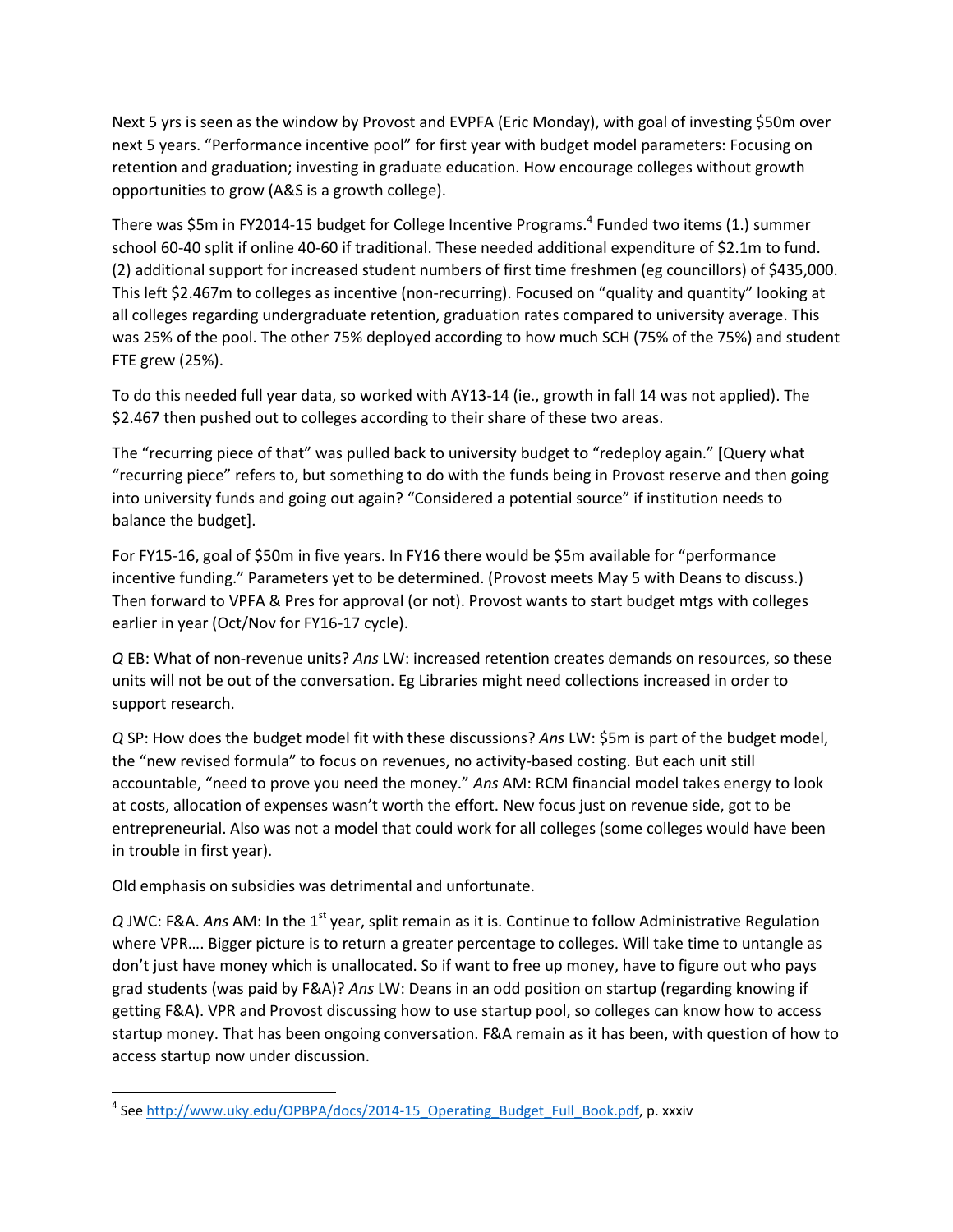Next 5 yrs is seen as the window by Provost and EVPFA (Eric Monday), with goal of investing $50m over next 5 years. "Performance incentive pool" for first year with budget model parameters: Focusing on retention and graduation; investing in graduate education. How encourage colleges without growth opportunities to grow (A&S is a growth college).

There was $5m in FY2014-15 budget for College Incentive Programs.[4] Funded two items (1.) summer school 60-40 split if online 40-60 if traditional. These needed additional expenditure of $2.1m to fund. (2) additional support for increased student numbers of first time freshmen (eg councillors) of $435,000. This left $2.467m to colleges as incentive (non-recurring). Focused on "quality and quantity" looking at all colleges regarding undergraduate retention, graduation rates compared to university average. This was 25% of the pool. The other 75% deployed according to how much SCH (75% of the 75%) and student FTE grew (25%).

To do this needed full year data, so worked with AY13-14 (ie., growth in fall 14 was not applied). The $2.467 then pushed out to colleges according to their share of these two areas.

The "recurring piece of that" was pulled back to university budget to "redeploy again." [Query what "recurring piece" refers to, but something to do with the funds being in Provost reserve and then going into university funds and going out again? "Considered a potential source" if institution needs to balance the budget].

For FY15-16, goal of $50m in five years. In FY16 there would be $5m available for "performance incentive funding." Parameters yet to be determined. (Provost meets May 5 with Deans to discuss.) Then forward to VPFA & Pres for approval (or not). Provost wants to start budget mtgs with colleges earlier in year (Oct/Nov for FY16-17 cycle).

*Q* EB: What of non-revenue units? *Ans* LW: increased retention creates demands on resources, so these units will not be out of the conversation. Eg Libraries might need collections increased in order to support research.

*Q* SP: How does the budget model fit with these discussions? *Ans* LW: $5m is part of the budget model, the "new revised formula" to focus on revenues, no activity-based costing. But each unit still accountable, "need to prove you need the money." *Ans* AM: RCM financial model takes energy to look at costs, allocation of expenses wasn't worth the effort. New focus just on revenue side, got to be entrepreneurial. Also was not a model that could work for all colleges (some colleges would have been in trouble in first year).

Old emphasis on subsidies was detrimental and unfortunate.

*Q* JWC: F&A. *Ans* AM: In the 1st year, split remain as it is. Continue to follow Administrative Regulation where VPR…. Bigger picture is to return a greater percentage to colleges. Will take time to untangle as don't just have money which is unallocated. So if want to free up money, have to figure out who pays grad students (was paid by F&A)? *Ans* LW: Deans in an odd position on startup (regarding knowing if getting F&A). VPR and Provost discussing how to use startup pool, so colleges can know how to access startup money. That has been ongoing conversation. F&A remain as it has been, with question of how to access startup now under discussion.

---

[4] See http://www.uky.edu/OPBPA/docs/2014-15_Operating_Budget_Full_Book.pdf, p. xxxiv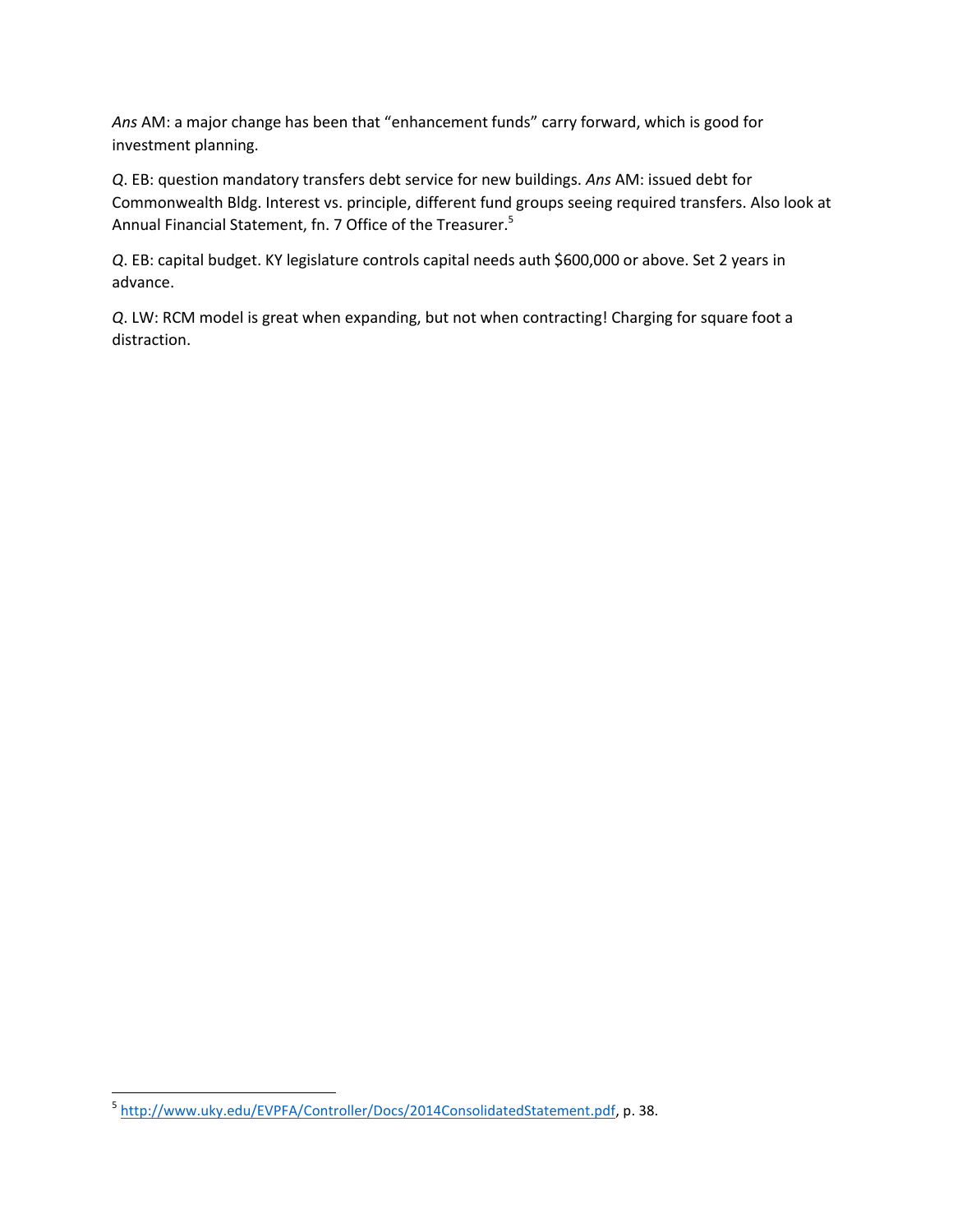*Ans* AM: a major change has been that "enhancement funds" carry forward, which is good for investment planning.

*Q*. EB: question mandatory transfers debt service for new buildings. *Ans* AM: issued debt for Commonwealth Bldg. Interest vs. principle, different fund groups seeing required transfers. Also look at Annual Financial Statement, fn. 7 Office of the Treasurer.[5]

*Q*. EB: capital budget. KY legislature controls capital needs auth $600,000 or above. Set 2 years in advance.

*Q*. LW: RCM model is great when expanding, but not when contracting! Charging for square foot a distraction.

---

[5] http://www.uky.edu/EVPFA/Controller/Docs/2014ConsolidatedStatement.pdf, p. 38.